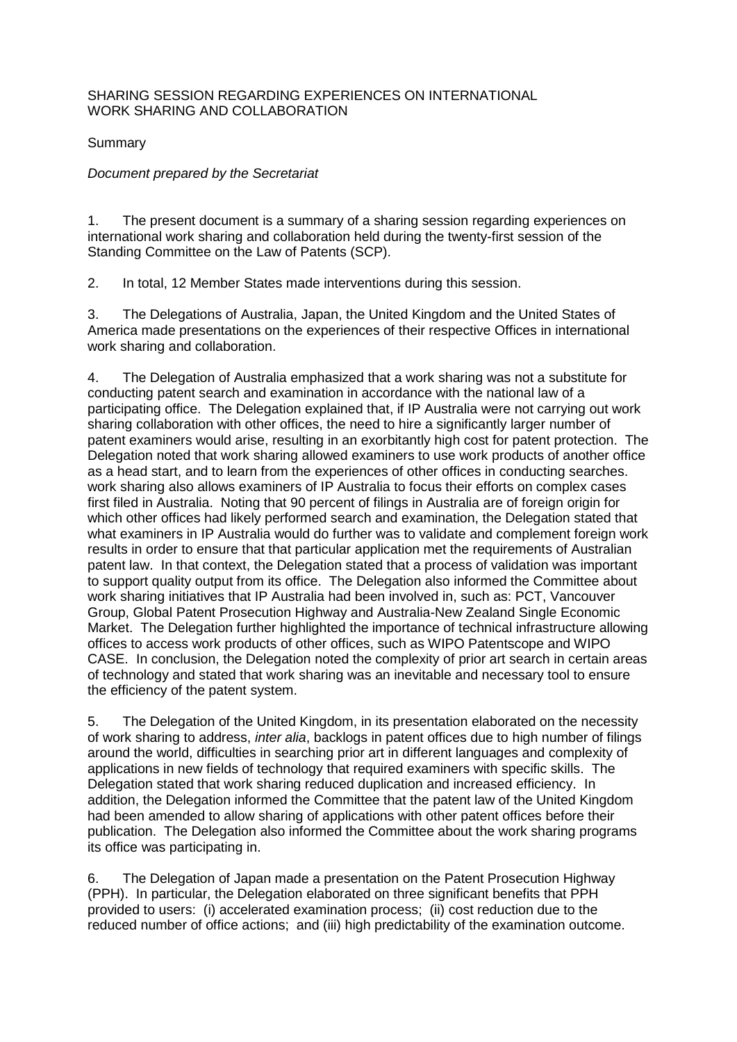SHARING SESSION REGARDING EXPERIENCES ON INTERNATIONAL WORK SHARING AND COLLABORATION

Summary

*Document prepared by the Secretariat*

1. The present document is a summary of a sharing session regarding experiences on international work sharing and collaboration held during the twenty-first session of the Standing Committee on the Law of Patents (SCP).

2. In total, 12 Member States made interventions during this session.

3. The Delegations of Australia, Japan, the United Kingdom and the United States of America made presentations on the experiences of their respective Offices in international work sharing and collaboration.

4. The Delegation of Australia emphasized that a work sharing was not a substitute for conducting patent search and examination in accordance with the national law of a participating office. The Delegation explained that, if IP Australia were not carrying out work sharing collaboration with other offices, the need to hire a significantly larger number of patent examiners would arise, resulting in an exorbitantly high cost for patent protection. The Delegation noted that work sharing allowed examiners to use work products of another office as a head start, and to learn from the experiences of other offices in conducting searches. work sharing also allows examiners of IP Australia to focus their efforts on complex cases first filed in Australia. Noting that 90 percent of filings in Australia are of foreign origin for which other offices had likely performed search and examination, the Delegation stated that what examiners in IP Australia would do further was to validate and complement foreign work results in order to ensure that that particular application met the requirements of Australian patent law. In that context, the Delegation stated that a process of validation was important to support quality output from its office. The Delegation also informed the Committee about work sharing initiatives that IP Australia had been involved in, such as: PCT, Vancouver Group, Global Patent Prosecution Highway and Australia-New Zealand Single Economic Market. The Delegation further highlighted the importance of technical infrastructure allowing offices to access work products of other offices, such as WIPO Patentscope and WIPO CASE. In conclusion, the Delegation noted the complexity of prior art search in certain areas of technology and stated that work sharing was an inevitable and necessary tool to ensure the efficiency of the patent system.

5. The Delegation of the United Kingdom, in its presentation elaborated on the necessity of work sharing to address, *inter alia*, backlogs in patent offices due to high number of filings around the world, difficulties in searching prior art in different languages and complexity of applications in new fields of technology that required examiners with specific skills. The Delegation stated that work sharing reduced duplication and increased efficiency. In addition, the Delegation informed the Committee that the patent law of the United Kingdom had been amended to allow sharing of applications with other patent offices before their publication. The Delegation also informed the Committee about the work sharing programs its office was participating in.

6. The Delegation of Japan made a presentation on the Patent Prosecution Highway (PPH). In particular, the Delegation elaborated on three significant benefits that PPH provided to users: (i) accelerated examination process; (ii) cost reduction due to the reduced number of office actions; and (iii) high predictability of the examination outcome.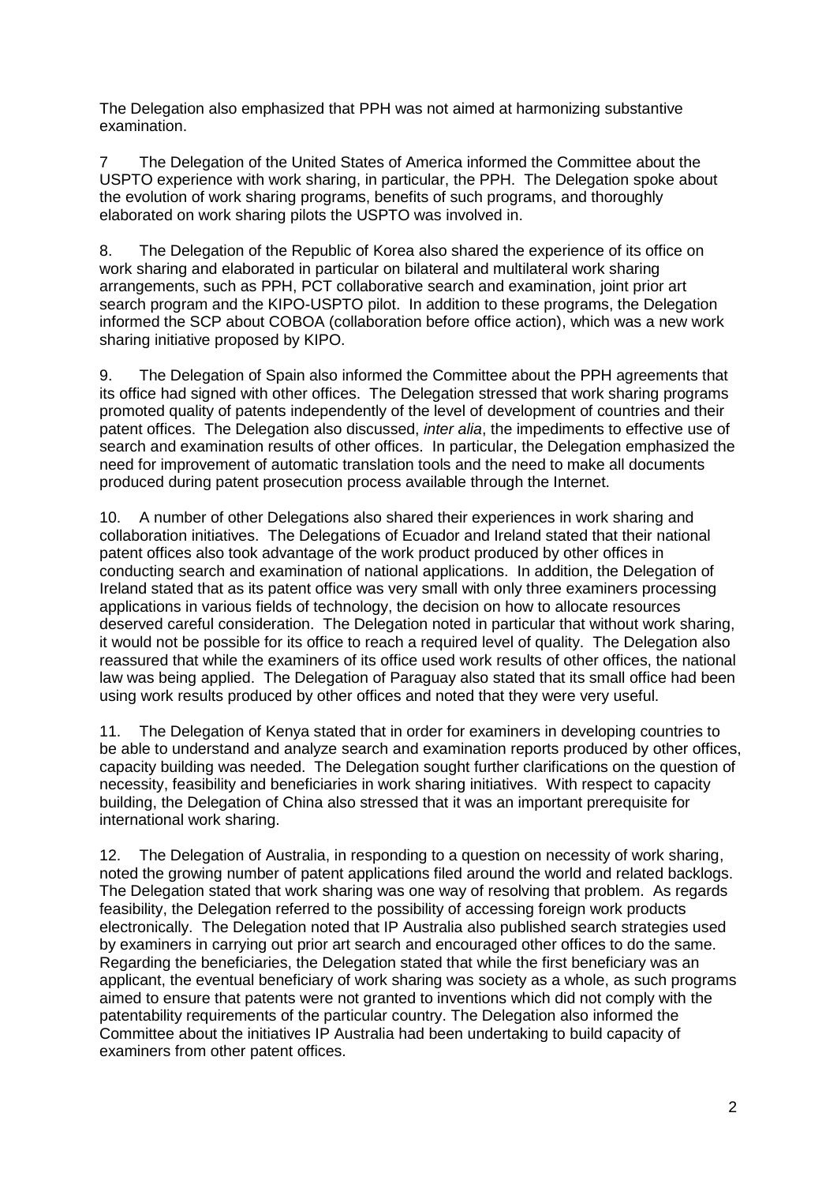The Delegation also emphasized that PPH was not aimed at harmonizing substantive examination.

7 The Delegation of the United States of America informed the Committee about the USPTO experience with work sharing, in particular, the PPH. The Delegation spoke about the evolution of work sharing programs, benefits of such programs, and thoroughly elaborated on work sharing pilots the USPTO was involved in.

8. The Delegation of the Republic of Korea also shared the experience of its office on work sharing and elaborated in particular on bilateral and multilateral work sharing arrangements, such as PPH, PCT collaborative search and examination, joint prior art search program and the KIPO-USPTO pilot. In addition to these programs, the Delegation informed the SCP about COBOA (collaboration before office action), which was a new work sharing initiative proposed by KIPO.

9. The Delegation of Spain also informed the Committee about the PPH agreements that its office had signed with other offices. The Delegation stressed that work sharing programs promoted quality of patents independently of the level of development of countries and their patent offices. The Delegation also discussed, *inter alia*, the impediments to effective use of search and examination results of other offices. In particular, the Delegation emphasized the need for improvement of automatic translation tools and the need to make all documents produced during patent prosecution process available through the Internet.

10. A number of other Delegations also shared their experiences in work sharing and collaboration initiatives. The Delegations of Ecuador and Ireland stated that their national patent offices also took advantage of the work product produced by other offices in conducting search and examination of national applications. In addition, the Delegation of Ireland stated that as its patent office was very small with only three examiners processing applications in various fields of technology, the decision on how to allocate resources deserved careful consideration. The Delegation noted in particular that without work sharing, it would not be possible for its office to reach a required level of quality. The Delegation also reassured that while the examiners of its office used work results of other offices, the national law was being applied. The Delegation of Paraguay also stated that its small office had been using work results produced by other offices and noted that they were very useful.

11. The Delegation of Kenya stated that in order for examiners in developing countries to be able to understand and analyze search and examination reports produced by other offices, capacity building was needed. The Delegation sought further clarifications on the question of necessity, feasibility and beneficiaries in work sharing initiatives. With respect to capacity building, the Delegation of China also stressed that it was an important prerequisite for international work sharing.

12. The Delegation of Australia, in responding to a question on necessity of work sharing, noted the growing number of patent applications filed around the world and related backlogs. The Delegation stated that work sharing was one way of resolving that problem. As regards feasibility, the Delegation referred to the possibility of accessing foreign work products electronically. The Delegation noted that IP Australia also published search strategies used by examiners in carrying out prior art search and encouraged other offices to do the same. Regarding the beneficiaries, the Delegation stated that while the first beneficiary was an applicant, the eventual beneficiary of work sharing was society as a whole, as such programs aimed to ensure that patents were not granted to inventions which did not comply with the patentability requirements of the particular country. The Delegation also informed the Committee about the initiatives IP Australia had been undertaking to build capacity of examiners from other patent offices.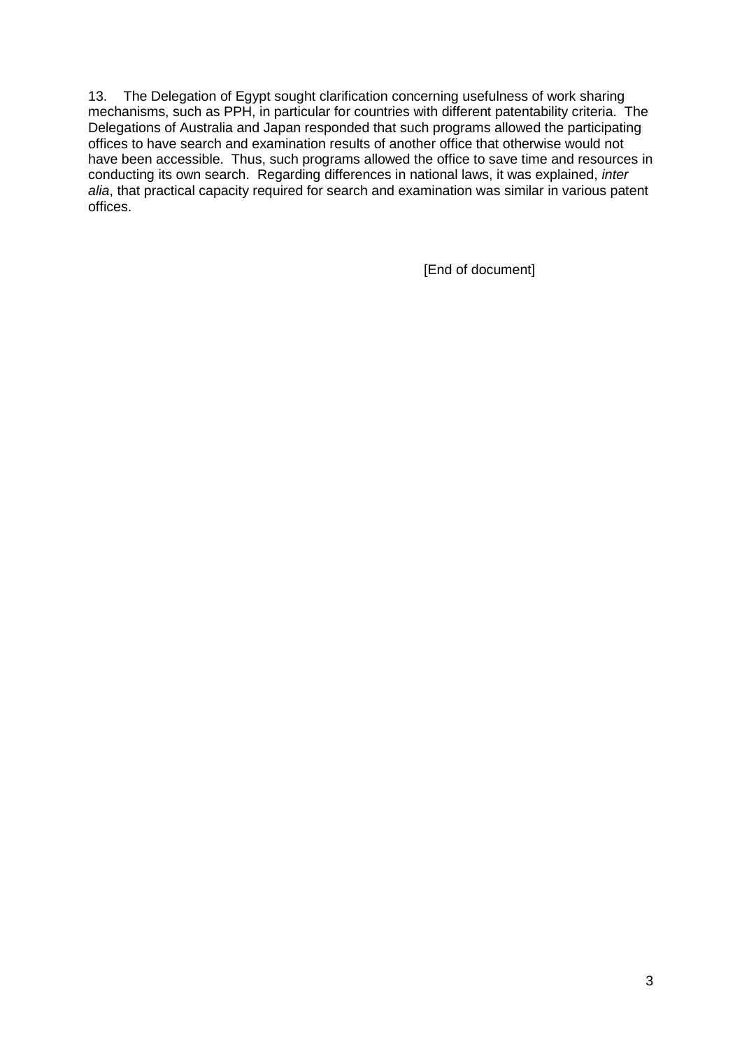13. The Delegation of Egypt sought clarification concerning usefulness of work sharing mechanisms, such as PPH, in particular for countries with different patentability criteria. The Delegations of Australia and Japan responded that such programs allowed the participating offices to have search and examination results of another office that otherwise would not have been accessible. Thus, such programs allowed the office to save time and resources in conducting its own search. Regarding differences in national laws, it was explained, *inter alia*, that practical capacity required for search and examination was similar in various patent offices.

[End of document]